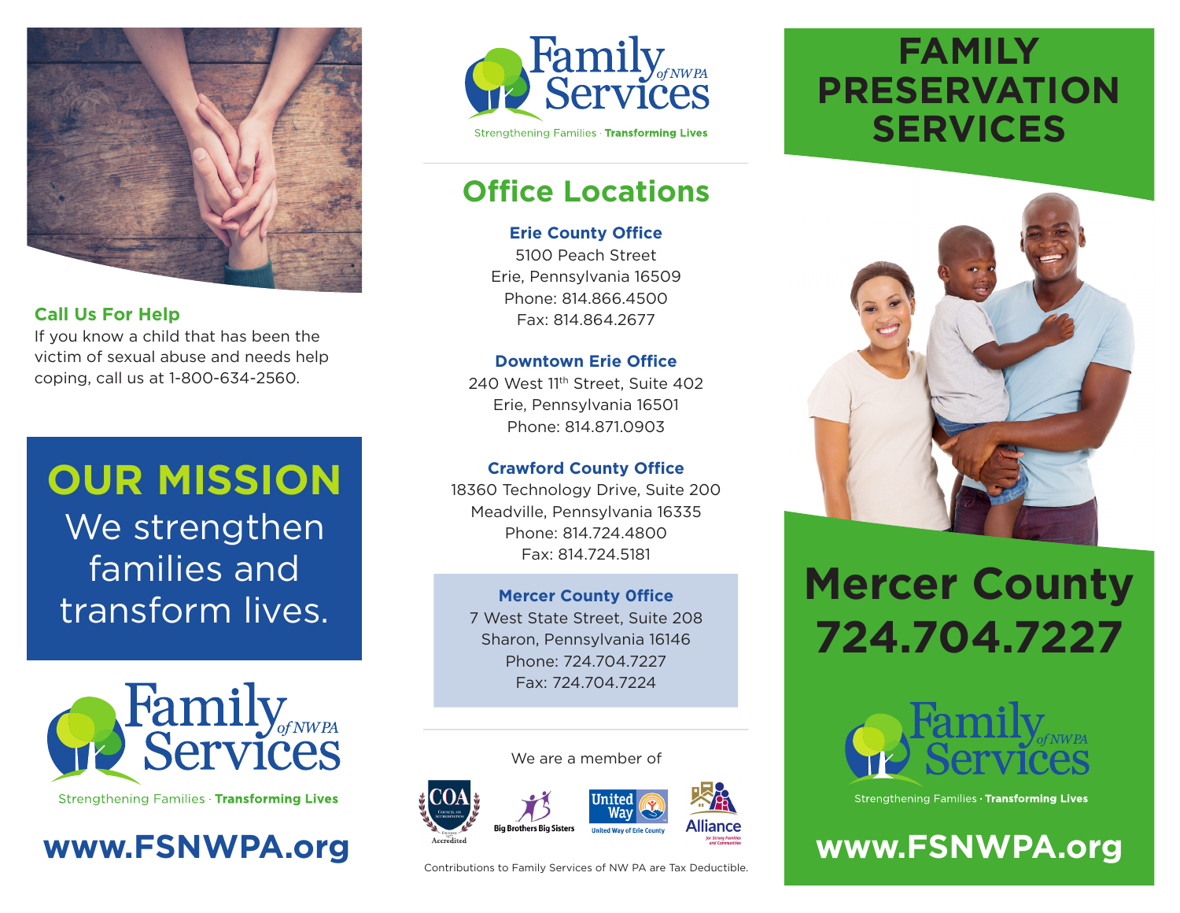## Call Us For Help

If you know a child that has been the victim of sexual abuse and needs help coping, call us at 1-800-634-2560.

## OUR MISSION

We strengthen families and transform lives.

Family Services of NW PA

Strengthening Families · **Transforming Lives**

**www.FSNWPA.org**

Family Services of NW PA

Strengthening Families · **Transforming Lives**

## Office Locations

**Erie County Office**
5100 Peach Street
Erie, Pennsylvania 16509
Phone: 814.866.4500
Fax: 814.864.2677

**Downtown Erie Office**
240 West 11th Street, Suite 402
Erie, Pennsylvania 16501
Phone: 814.871.0903

**Crawford County Office**
18360 Technology Drive, Suite 200
Meadville, Pennsylvania 16335
Phone: 814.724.4800
Fax: 814.724.5181

**Mercer County Office**
7 West State Street, Suite 208
Sharon, Pennsylvania 16146
Phone: 724.704.7227
Fax: 724.704.7224

We are a member of

COA Accredited · Big Brothers Big Sisters · United Way of Erie County · Alliance for Strong Families and Communities

Contributions to Family Services of NW PA are Tax Deductible.

# FAMILY PRESERVATION SERVICES

## Mercer County 724.704.7227

Family Services of NW PA

Strengthening Families · **Transforming Lives**

**www.FSNWPA.org**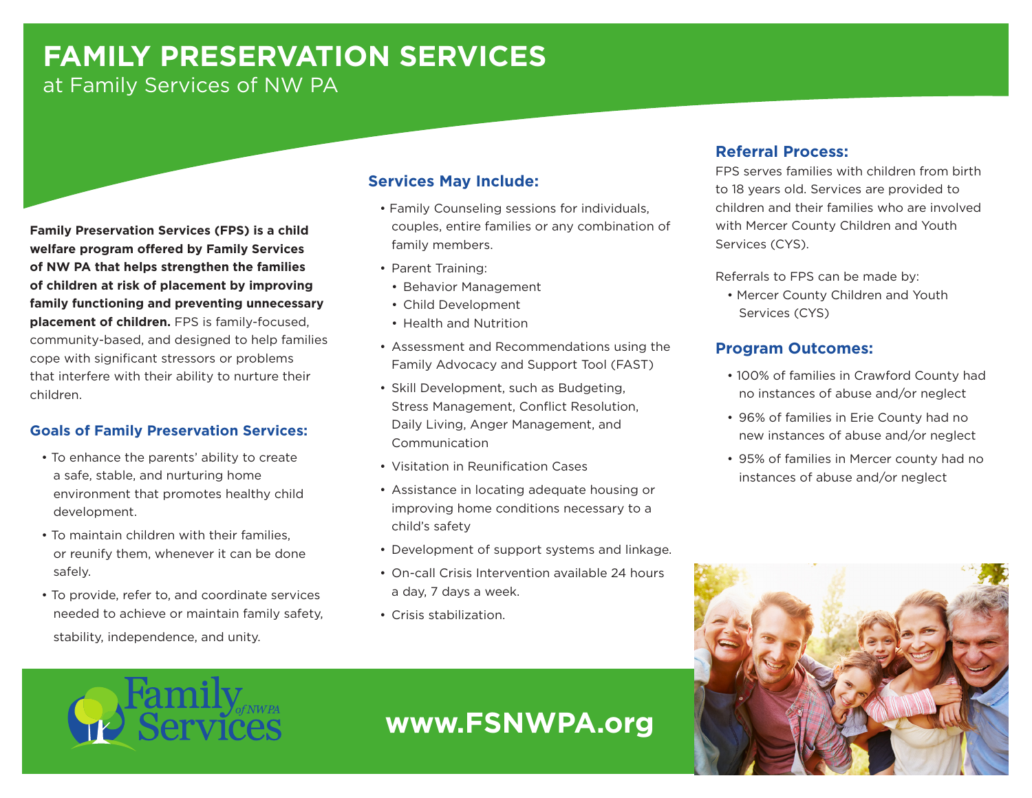# FAMILY PRESERVATION SERVICES

at Family Services of NW PA

**Family Preservation Services (FPS) is a child welfare program offered by Family Services of NW PA that helps strengthen the families of children at risk of placement by improving family functioning and preventing unnecessary placement of children.** FPS is family-focused, community-based, and designed to help families cope with significant stressors or problems that interfere with their ability to nurture their children.

## Goals of Family Preservation Services:

- To enhance the parents' ability to create a safe, stable, and nurturing home environment that promotes healthy child development.
- To maintain children with their families, or reunify them, whenever it can be done safely.
- To provide, refer to, and coordinate services needed to achieve or maintain family safety, stability, independence, and unity.

## Services May Include:

- Family Counseling sessions for individuals, couples, entire families or any combination of family members.
- Parent Training:
  - Behavior Management
  - Child Development
  - Health and Nutrition
- Assessment and Recommendations using the Family Advocacy and Support Tool (FAST)
- Skill Development, such as Budgeting, Stress Management, Conflict Resolution, Daily Living, Anger Management, and Communication
- Visitation in Reunification Cases
- Assistance in locating adequate housing or improving home conditions necessary to a child's safety
- Development of support systems and linkage.
- On-call Crisis Intervention available 24 hours a day, 7 days a week.
- Crisis stabilization.

## Referral Process:

FPS serves families with children from birth to 18 years old. Services are provided to children and their families who are involved with Mercer County Children and Youth Services (CYS).

Referrals to FPS can be made by:

- Mercer County Children and Youth Services (CYS)

## Program Outcomes:

- 100% of families in Crawford County had no instances of abuse and/or neglect
- 96% of families in Erie County had no new instances of abuse and/or neglect
- 95% of families in Mercer county had no instances of abuse and/or neglect

Family Services of NW PA

**www.FSNWPA.org**